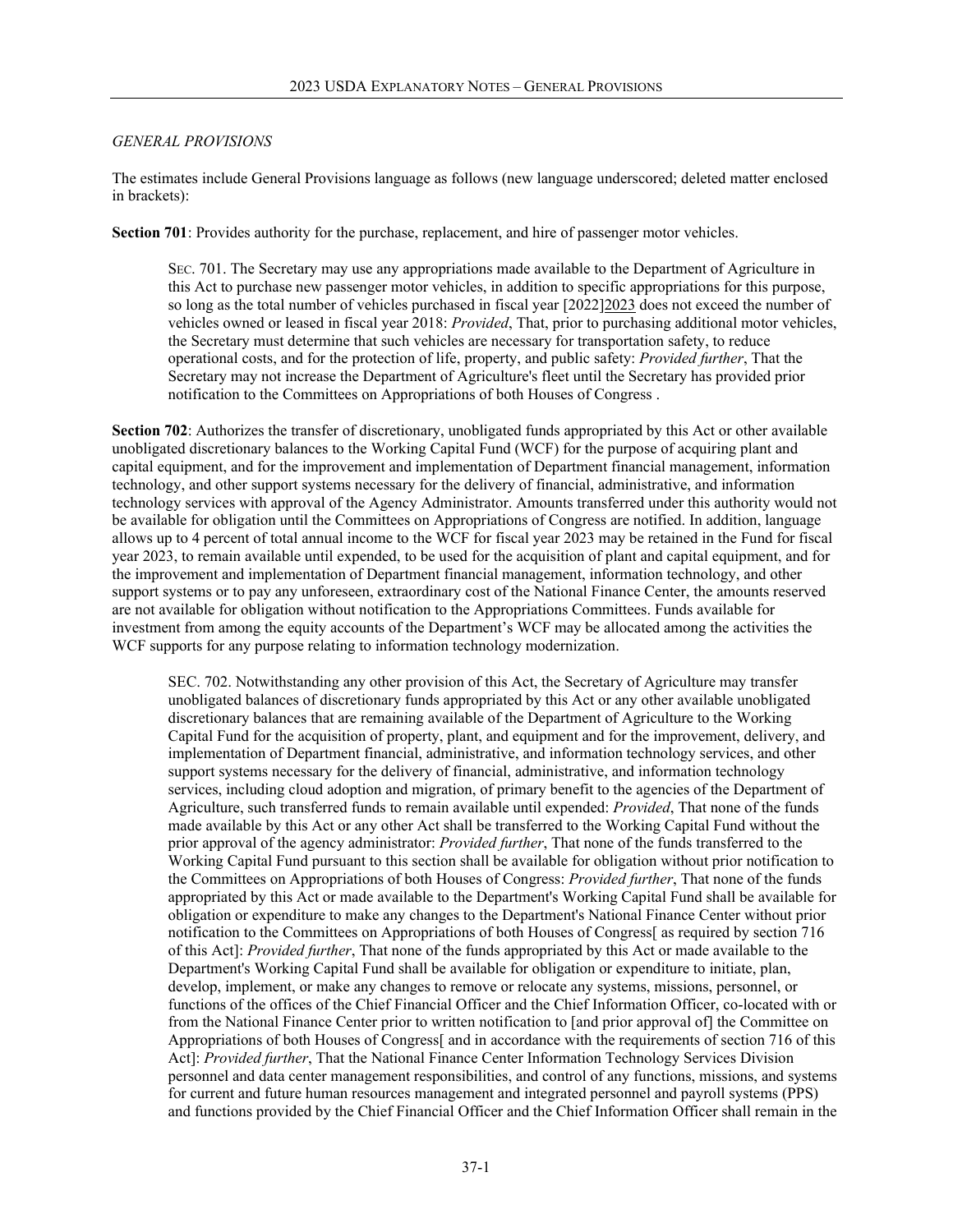*GENERAL PROVISIONS*

The estimates include General Provisions language as follows (new language underscored; deleted matter enclosed in brackets):

**Section 701**: Provides authority for the purchase, replacement, and hire of passenger motor vehicles.

> SEC. 701. The Secretary may use any appropriations made available to the Department of Agriculture in this Act to purchase new passenger motor vehicles, in addition to specific appropriations for this purpose, so long as the total number of vehicles purchased in fiscal year [2022]<u>2023</u> does not exceed the number of vehicles owned or leased in fiscal year 2018: *Provided*, That, prior to purchasing additional motor vehicles, the Secretary must determine that such vehicles are necessary for transportation safety, to reduce operational costs, and for the protection of life, property, and public safety: *Provided further*, That the Secretary may not increase the Department of Agriculture's fleet until the Secretary has provided prior notification to the Committees on Appropriations of both Houses of Congress .

**Section 702**: Authorizes the transfer of discretionary, unobligated funds appropriated by this Act or other available unobligated discretionary balances to the Working Capital Fund (WCF) for the purpose of acquiring plant and capital equipment, and for the improvement and implementation of Department financial management, information technology, and other support systems necessary for the delivery of financial, administrative, and information technology services with approval of the Agency Administrator. Amounts transferred under this authority would not be available for obligation until the Committees on Appropriations of Congress are notified. In addition, language allows up to 4 percent of total annual income to the WCF for fiscal year 2023 may be retained in the Fund for fiscal year 2023, to remain available until expended, to be used for the acquisition of plant and capital equipment, and for the improvement and implementation of Department financial management, information technology, and other support systems or to pay any unforeseen, extraordinary cost of the National Finance Center, the amounts reserved are not available for obligation without notification to the Appropriations Committees. Funds available for investment from among the equity accounts of the Department's WCF may be allocated among the activities the WCF supports for any purpose relating to information technology modernization.

> SEC. 702. Notwithstanding any other provision of this Act, the Secretary of Agriculture may transfer unobligated balances of discretionary funds appropriated by this Act or any other available unobligated discretionary balances that are remaining available of the Department of Agriculture to the Working Capital Fund for the acquisition of property, plant, and equipment and for the improvement, delivery, and implementation of Department financial, administrative, and information technology services, and other support systems necessary for the delivery of financial, administrative, and information technology services, including cloud adoption and migration, of primary benefit to the agencies of the Department of Agriculture, such transferred funds to remain available until expended: *Provided*, That none of the funds made available by this Act or any other Act shall be transferred to the Working Capital Fund without the prior approval of the agency administrator: *Provided further*, That none of the funds transferred to the Working Capital Fund pursuant to this section shall be available for obligation without prior notification to the Committees on Appropriations of both Houses of Congress: *Provided further*, That none of the funds appropriated by this Act or made available to the Department's Working Capital Fund shall be available for obligation or expenditure to make any changes to the Department's National Finance Center without prior notification to the Committees on Appropriations of both Houses of Congress[ as required by section 716 of this Act]: *Provided further*, That none of the funds appropriated by this Act or made available to the Department's Working Capital Fund shall be available for obligation or expenditure to initiate, plan, develop, implement, or make any changes to remove or relocate any systems, missions, personnel, or functions of the offices of the Chief Financial Officer and the Chief Information Officer, co-located with or from the National Finance Center prior to written notification to [and prior approval of] the Committee on Appropriations of both Houses of Congress[ and in accordance with the requirements of section 716 of this Act]: *Provided further*, That the National Finance Center Information Technology Services Division personnel and data center management responsibilities, and control of any functions, missions, and systems for current and future human resources management and integrated personnel and payroll systems (PPS) and functions provided by the Chief Financial Officer and the Chief Information Officer shall remain in the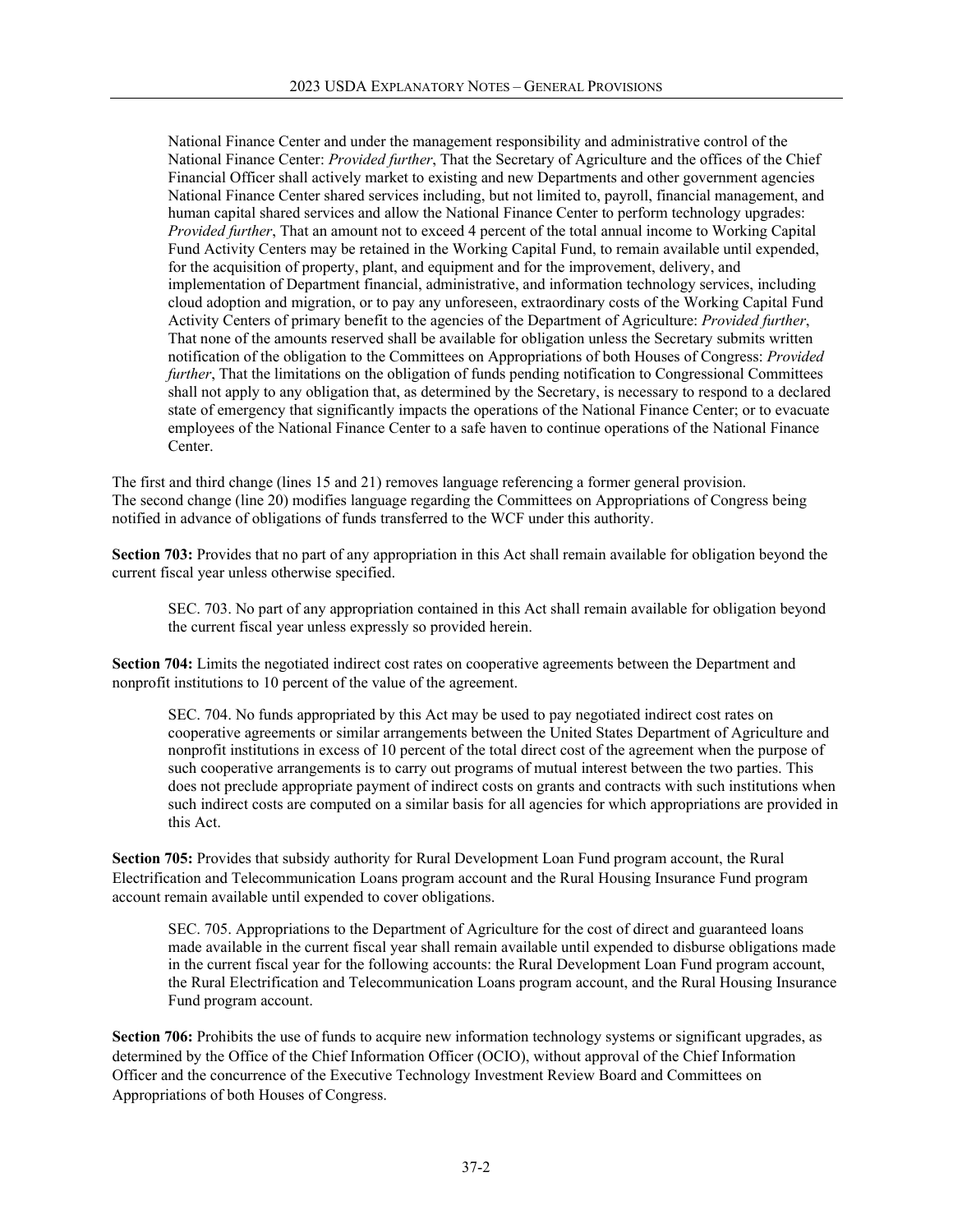> National Finance Center and under the management responsibility and administrative control of the National Finance Center: *Provided further*, That the Secretary of Agriculture and the offices of the Chief Financial Officer shall actively market to existing and new Departments and other government agencies National Finance Center shared services including, but not limited to, payroll, financial management, and human capital shared services and allow the National Finance Center to perform technology upgrades: *Provided further*, That an amount not to exceed 4 percent of the total annual income to Working Capital Fund Activity Centers may be retained in the Working Capital Fund, to remain available until expended, for the acquisition of property, plant, and equipment and for the improvement, delivery, and implementation of Department financial, administrative, and information technology services, including cloud adoption and migration, or to pay any unforeseen, extraordinary costs of the Working Capital Fund Activity Centers of primary benefit to the agencies of the Department of Agriculture: *Provided further*, That none of the amounts reserved shall be available for obligation unless the Secretary submits written notification of the obligation to the Committees on Appropriations of both Houses of Congress: *Provided further*, That the limitations on the obligation of funds pending notification to Congressional Committees shall not apply to any obligation that, as determined by the Secretary, is necessary to respond to a declared state of emergency that significantly impacts the operations of the National Finance Center; or to evacuate employees of the National Finance Center to a safe haven to continue operations of the National Finance Center.

The first and third change (lines 15 and 21) removes language referencing a former general provision.
The second change (line 20) modifies language regarding the Committees on Appropriations of Congress being notified in advance of obligations of funds transferred to the WCF under this authority.

**Section 703:** Provides that no part of any appropriation in this Act shall remain available for obligation beyond the current fiscal year unless otherwise specified.

> SEC. 703. No part of any appropriation contained in this Act shall remain available for obligation beyond the current fiscal year unless expressly so provided herein.

**Section 704:** Limits the negotiated indirect cost rates on cooperative agreements between the Department and nonprofit institutions to 10 percent of the value of the agreement.

> SEC. 704. No funds appropriated by this Act may be used to pay negotiated indirect cost rates on cooperative agreements or similar arrangements between the United States Department of Agriculture and nonprofit institutions in excess of 10 percent of the total direct cost of the agreement when the purpose of such cooperative arrangements is to carry out programs of mutual interest between the two parties. This does not preclude appropriate payment of indirect costs on grants and contracts with such institutions when such indirect costs are computed on a similar basis for all agencies for which appropriations are provided in this Act.

**Section 705:** Provides that subsidy authority for Rural Development Loan Fund program account, the Rural Electrification and Telecommunication Loans program account and the Rural Housing Insurance Fund program account remain available until expended to cover obligations.

> SEC. 705. Appropriations to the Department of Agriculture for the cost of direct and guaranteed loans made available in the current fiscal year shall remain available until expended to disburse obligations made in the current fiscal year for the following accounts: the Rural Development Loan Fund program account, the Rural Electrification and Telecommunication Loans program account, and the Rural Housing Insurance Fund program account.

**Section 706:** Prohibits the use of funds to acquire new information technology systems or significant upgrades, as determined by the Office of the Chief Information Officer (OCIO), without approval of the Chief Information Officer and the concurrence of the Executive Technology Investment Review Board and Committees on Appropriations of both Houses of Congress.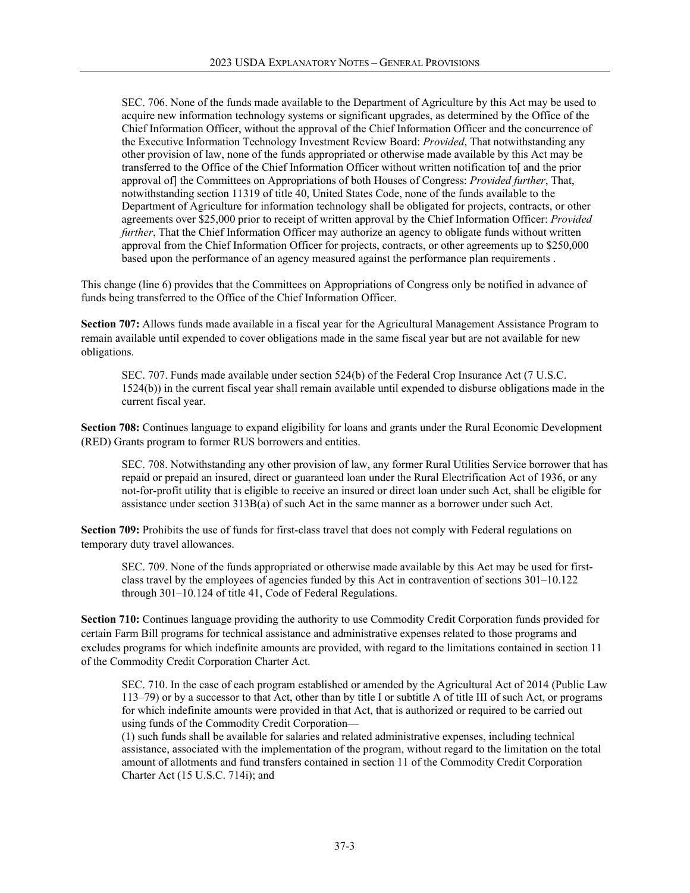SEC. 706. None of the funds made available to the Department of Agriculture by this Act may be used to acquire new information technology systems or significant upgrades, as determined by the Office of the Chief Information Officer, without the approval of the Chief Information Officer and the concurrence of the Executive Information Technology Investment Review Board: *Provided*, That notwithstanding any other provision of law, none of the funds appropriated or otherwise made available by this Act may be transferred to the Office of the Chief Information Officer without written notification to[ and the prior approval of] the Committees on Appropriations of both Houses of Congress: *Provided further*, That, notwithstanding section 11319 of title 40, United States Code, none of the funds available to the Department of Agriculture for information technology shall be obligated for projects, contracts, or other agreements over $25,000 prior to receipt of written approval by the Chief Information Officer: *Provided further*, That the Chief Information Officer may authorize an agency to obligate funds without written approval from the Chief Information Officer for projects, contracts, or other agreements up to $250,000 based upon the performance of an agency measured against the performance plan requirements .

This change (line 6) provides that the Committees on Appropriations of Congress only be notified in advance of funds being transferred to the Office of the Chief Information Officer.

**Section 707:** Allows funds made available in a fiscal year for the Agricultural Management Assistance Program to remain available until expended to cover obligations made in the same fiscal year but are not available for new obligations.

SEC. 707. Funds made available under section 524(b) of the Federal Crop Insurance Act (7 U.S.C. 1524(b)) in the current fiscal year shall remain available until expended to disburse obligations made in the current fiscal year.

**Section 708:** Continues language to expand eligibility for loans and grants under the Rural Economic Development (RED) Grants program to former RUS borrowers and entities.

SEC. 708. Notwithstanding any other provision of law, any former Rural Utilities Service borrower that has repaid or prepaid an insured, direct or guaranteed loan under the Rural Electrification Act of 1936, or any not-for-profit utility that is eligible to receive an insured or direct loan under such Act, shall be eligible for assistance under section 313B(a) of such Act in the same manner as a borrower under such Act.

**Section 709:** Prohibits the use of funds for first-class travel that does not comply with Federal regulations on temporary duty travel allowances.

SEC. 709. None of the funds appropriated or otherwise made available by this Act may be used for first-class travel by the employees of agencies funded by this Act in contravention of sections 301–10.122 through 301–10.124 of title 41, Code of Federal Regulations.

**Section 710:** Continues language providing the authority to use Commodity Credit Corporation funds provided for certain Farm Bill programs for technical assistance and administrative expenses related to those programs and excludes programs for which indefinite amounts are provided, with regard to the limitations contained in section 11 of the Commodity Credit Corporation Charter Act.

SEC. 710. In the case of each program established or amended by the Agricultural Act of 2014 (Public Law 113–79) or by a successor to that Act, other than by title I or subtitle A of title III of such Act, or programs for which indefinite amounts were provided in that Act, that is authorized or required to be carried out using funds of the Commodity Credit Corporation—

(1) such funds shall be available for salaries and related administrative expenses, including technical assistance, associated with the implementation of the program, without regard to the limitation on the total amount of allotments and fund transfers contained in section 11 of the Commodity Credit Corporation Charter Act (15 U.S.C. 714i); and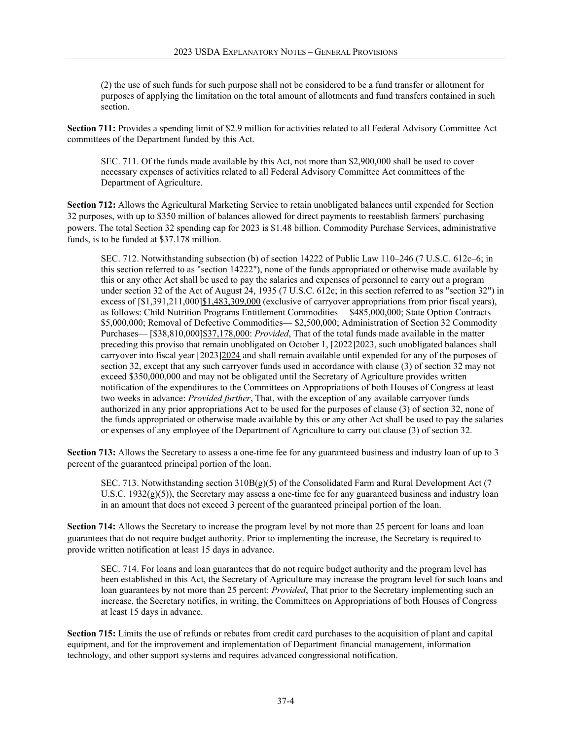(2) the use of such funds for such purpose shall not be considered to be a fund transfer or allotment for purposes of applying the limitation on the total amount of allotments and fund transfers contained in such section.

**Section 711:** Provides a spending limit of $2.9 million for activities related to all Federal Advisory Committee Act committees of the Department funded by this Act.

> SEC. 711. Of the funds made available by this Act, not more than $2,900,000 shall be used to cover necessary expenses of activities related to all Federal Advisory Committee Act committees of the Department of Agriculture.

**Section 712:** Allows the Agricultural Marketing Service to retain unobligated balances until expended for Section 32 purposes, with up to $350 million of balances allowed for direct payments to reestablish farmers' purchasing powers. The total Section 32 spending cap for 2023 is $1.48 billion. Commodity Purchase Services, administrative funds, is to be funded at $37.178 million.

> SEC. 712. Notwithstanding subsection (b) of section 14222 of Public Law 110–246 (7 U.S.C. 612c–6; in this section referred to as "section 14222"), none of the funds appropriated or otherwise made available by this or any other Act shall be used to pay the salaries and expenses of personnel to carry out a program under section 32 of the Act of August 24, 1935 (7 U.S.C. 612c; in this section referred to as "section 32") in excess of [$1,391,211,000]<u>$1,483,309,000</u> (exclusive of carryover appropriations from prior fiscal years), as follows: Child Nutrition Programs Entitlement Commodities— $485,000,000; State Option Contracts— $5,000,000; Removal of Defective Commodities— $2,500,000; Administration of Section 32 Commodity Purchases— [$38,810,000]<u>$37,178,000</u>: *Provided*, That of the total funds made available in the matter preceding this proviso that remain unobligated on October 1, [2022]<u>2023</u>, such unobligated balances shall carryover into fiscal year [2023]<u>2024</u> and shall remain available until expended for any of the purposes of section 32, except that any such carryover funds used in accordance with clause (3) of section 32 may not exceed $350,000,000 and may not be obligated until the Secretary of Agriculture provides written notification of the expenditures to the Committees on Appropriations of both Houses of Congress at least two weeks in advance: *Provided further*, That, with the exception of any available carryover funds authorized in any prior appropriations Act to be used for the purposes of clause (3) of section 32, none of the funds appropriated or otherwise made available by this or any other Act shall be used to pay the salaries or expenses of any employee of the Department of Agriculture to carry out clause (3) of section 32.

**Section 713:** Allows the Secretary to assess a one-time fee for any guaranteed business and industry loan of up to 3 percent of the guaranteed principal portion of the loan.

> SEC. 713. Notwithstanding section 310B(g)(5) of the Consolidated Farm and Rural Development Act (7 U.S.C. 1932(g)(5)), the Secretary may assess a one-time fee for any guaranteed business and industry loan in an amount that does not exceed 3 percent of the guaranteed principal portion of the loan.

**Section 714:** Allows the Secretary to increase the program level by not more than 25 percent for loans and loan guarantees that do not require budget authority. Prior to implementing the increase, the Secretary is required to provide written notification at least 15 days in advance.

> SEC. 714. For loans and loan guarantees that do not require budget authority and the program level has been established in this Act, the Secretary of Agriculture may increase the program level for such loans and loan guarantees by not more than 25 percent: *Provided*, That prior to the Secretary implementing such an increase, the Secretary notifies, in writing, the Committees on Appropriations of both Houses of Congress at least 15 days in advance.

**Section 715:** Limits the use of refunds or rebates from credit card purchases to the acquisition of plant and capital equipment, and for the improvement and implementation of Department financial management, information technology, and other support systems and requires advanced congressional notification.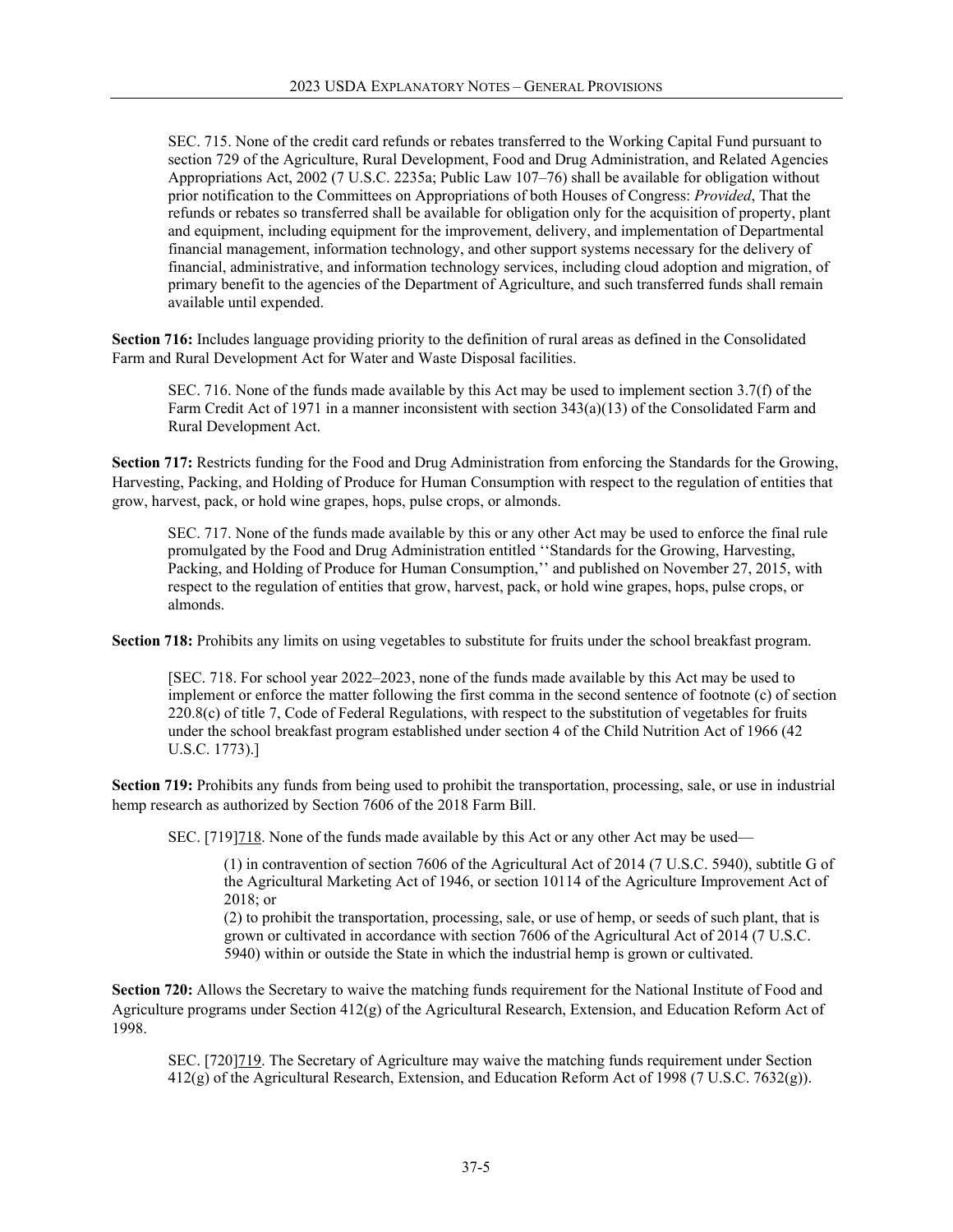SEC. 715. None of the credit card refunds or rebates transferred to the Working Capital Fund pursuant to section 729 of the Agriculture, Rural Development, Food and Drug Administration, and Related Agencies Appropriations Act, 2002 (7 U.S.C. 2235a; Public Law 107–76) shall be available for obligation without prior notification to the Committees on Appropriations of both Houses of Congress: *Provided*, That the refunds or rebates so transferred shall be available for obligation only for the acquisition of property, plant and equipment, including equipment for the improvement, delivery, and implementation of Departmental financial management, information technology, and other support systems necessary for the delivery of financial, administrative, and information technology services, including cloud adoption and migration, of primary benefit to the agencies of the Department of Agriculture, and such transferred funds shall remain available until expended.

**Section 716:** Includes language providing priority to the definition of rural areas as defined in the Consolidated Farm and Rural Development Act for Water and Waste Disposal facilities.

SEC. 716. None of the funds made available by this Act may be used to implement section 3.7(f) of the Farm Credit Act of 1971 in a manner inconsistent with section 343(a)(13) of the Consolidated Farm and Rural Development Act.

**Section 717:** Restricts funding for the Food and Drug Administration from enforcing the Standards for the Growing, Harvesting, Packing, and Holding of Produce for Human Consumption with respect to the regulation of entities that grow, harvest, pack, or hold wine grapes, hops, pulse crops, or almonds.

SEC. 717. None of the funds made available by this or any other Act may be used to enforce the final rule promulgated by the Food and Drug Administration entitled ''Standards for the Growing, Harvesting, Packing, and Holding of Produce for Human Consumption,'' and published on November 27, 2015, with respect to the regulation of entities that grow, harvest, pack, or hold wine grapes, hops, pulse crops, or almonds.

**Section 718:** Prohibits any limits on using vegetables to substitute for fruits under the school breakfast program.

[SEC. 718. For school year 2022–2023, none of the funds made available by this Act may be used to implement or enforce the matter following the first comma in the second sentence of footnote (c) of section 220.8(c) of title 7, Code of Federal Regulations, with respect to the substitution of vegetables for fruits under the school breakfast program established under section 4 of the Child Nutrition Act of 1966 (42 U.S.C. 1773).]

**Section 719:** Prohibits any funds from being used to prohibit the transportation, processing, sale, or use in industrial hemp research as authorized by Section 7606 of the 2018 Farm Bill.

SEC. [719]<u>718</u>. None of the funds made available by this Act or any other Act may be used—

(1) in contravention of section 7606 of the Agricultural Act of 2014 (7 U.S.C. 5940), subtitle G of the Agricultural Marketing Act of 1946, or section 10114 of the Agriculture Improvement Act of 2018; or

(2) to prohibit the transportation, processing, sale, or use of hemp, or seeds of such plant, that is grown or cultivated in accordance with section 7606 of the Agricultural Act of 2014 (7 U.S.C. 5940) within or outside the State in which the industrial hemp is grown or cultivated.

**Section 720:** Allows the Secretary to waive the matching funds requirement for the National Institute of Food and Agriculture programs under Section 412(g) of the Agricultural Research, Extension, and Education Reform Act of 1998.

SEC. [720]<u>719</u>. The Secretary of Agriculture may waive the matching funds requirement under Section 412(g) of the Agricultural Research, Extension, and Education Reform Act of 1998 (7 U.S.C. 7632(g)).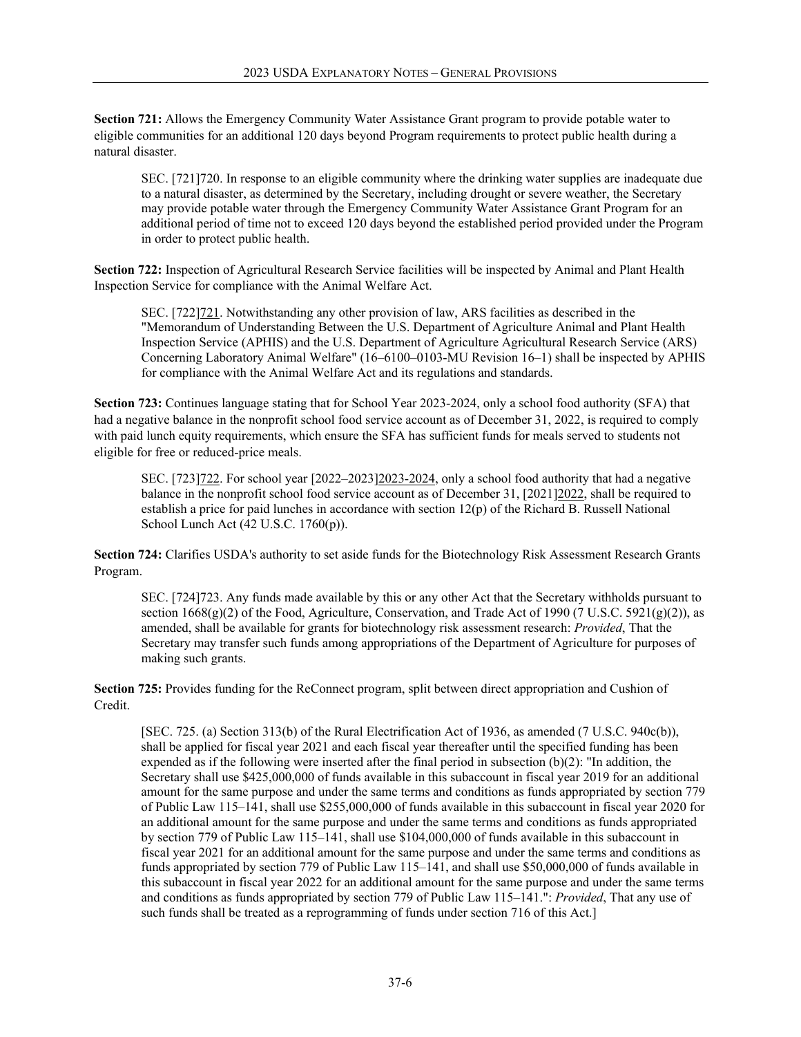**Section 721:** Allows the Emergency Community Water Assistance Grant program to provide potable water to eligible communities for an additional 120 days beyond Program requirements to protect public health during a natural disaster.

> SEC. [721]720. In response to an eligible community where the drinking water supplies are inadequate due to a natural disaster, as determined by the Secretary, including drought or severe weather, the Secretary may provide potable water through the Emergency Community Water Assistance Grant Program for an additional period of time not to exceed 120 days beyond the established period provided under the Program in order to protect public health.

**Section 722:** Inspection of Agricultural Research Service facilities will be inspected by Animal and Plant Health Inspection Service for compliance with the Animal Welfare Act.

> SEC. [722]721. Notwithstanding any other provision of law, ARS facilities as described in the "Memorandum of Understanding Between the U.S. Department of Agriculture Animal and Plant Health Inspection Service (APHIS) and the U.S. Department of Agriculture Agricultural Research Service (ARS) Concerning Laboratory Animal Welfare" (16–6100–0103-MU Revision 16–1) shall be inspected by APHIS for compliance with the Animal Welfare Act and its regulations and standards.

**Section 723:** Continues language stating that for School Year 2023-2024, only a school food authority (SFA) that had a negative balance in the nonprofit school food service account as of December 31, 2022, is required to comply with paid lunch equity requirements, which ensure the SFA has sufficient funds for meals served to students not eligible for free or reduced-price meals.

> SEC. [723]722. For school year [2022–2023]2023-2024, only a school food authority that had a negative balance in the nonprofit school food service account as of December 31, [2021]2022, shall be required to establish a price for paid lunches in accordance with section 12(p) of the Richard B. Russell National School Lunch Act (42 U.S.C. 1760(p)).

**Section 724:** Clarifies USDA's authority to set aside funds for the Biotechnology Risk Assessment Research Grants Program.

> SEC. [724]723. Any funds made available by this or any other Act that the Secretary withholds pursuant to section 1668(g)(2) of the Food, Agriculture, Conservation, and Trade Act of 1990 (7 U.S.C. 5921(g)(2)), as amended, shall be available for grants for biotechnology risk assessment research: *Provided*, That the Secretary may transfer such funds among appropriations of the Department of Agriculture for purposes of making such grants.

**Section 725:** Provides funding for the ReConnect program, split between direct appropriation and Cushion of Credit.

> [SEC. 725. (a) Section 313(b) of the Rural Electrification Act of 1936, as amended (7 U.S.C. 940c(b)), shall be applied for fiscal year 2021 and each fiscal year thereafter until the specified funding has been expended as if the following were inserted after the final period in subsection (b)(2): "In addition, the Secretary shall use $425,000,000 of funds available in this subaccount in fiscal year 2019 for an additional amount for the same purpose and under the same terms and conditions as funds appropriated by section 779 of Public Law 115–141, shall use $255,000,000 of funds available in this subaccount in fiscal year 2020 for an additional amount for the same purpose and under the same terms and conditions as funds appropriated by section 779 of Public Law 115–141, shall use $104,000,000 of funds available in this subaccount in fiscal year 2021 for an additional amount for the same purpose and under the same terms and conditions as funds appropriated by section 779 of Public Law 115–141, and shall use $50,000,000 of funds available in this subaccount in fiscal year 2022 for an additional amount for the same purpose and under the same terms and conditions as funds appropriated by section 779 of Public Law 115–141.": *Provided*, That any use of such funds shall be treated as a reprogramming of funds under section 716 of this Act.]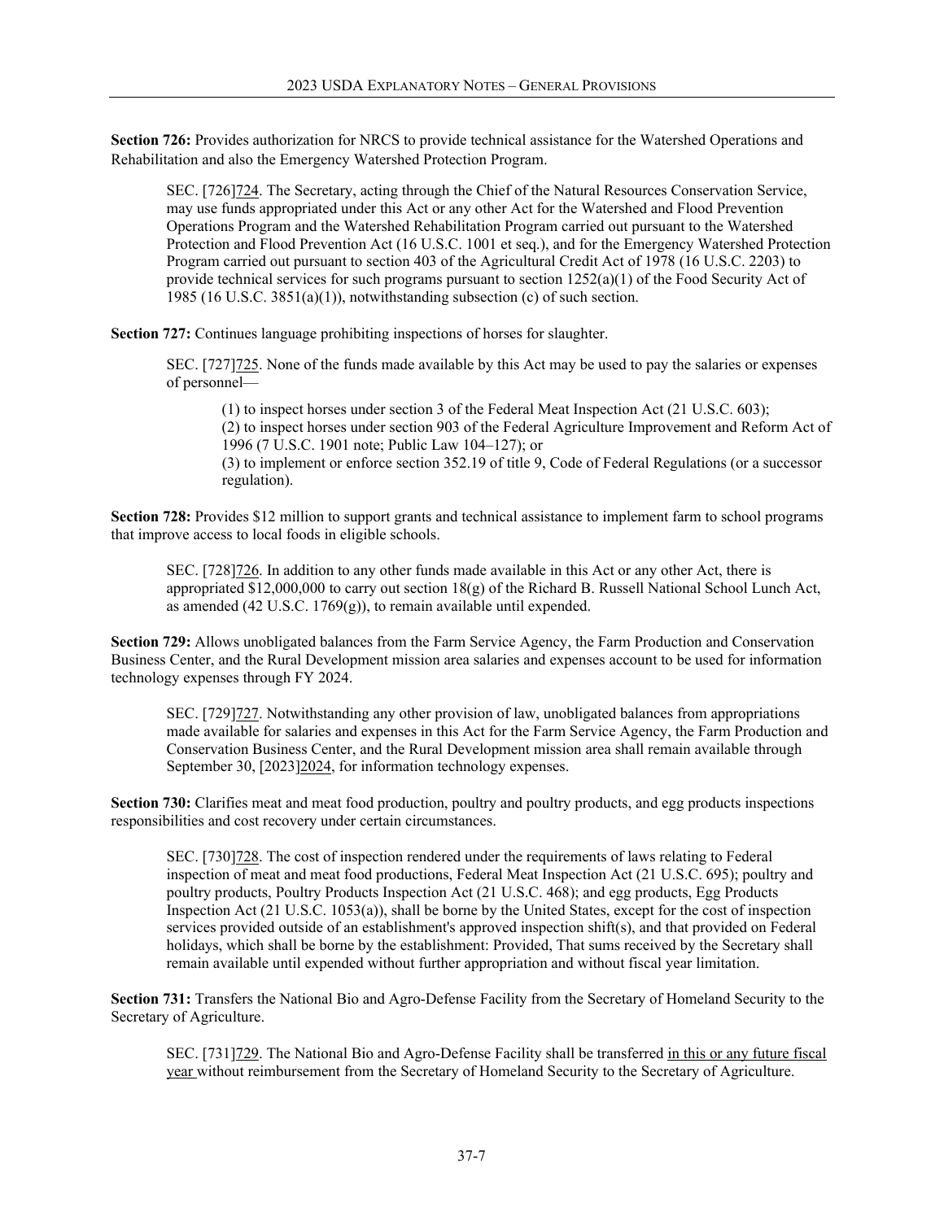**Section 726:** Provides authorization for NRCS to provide technical assistance for the Watershed Operations and Rehabilitation and also the Emergency Watershed Protection Program.

> SEC. [726]<u>724</u>. The Secretary, acting through the Chief of the Natural Resources Conservation Service, may use funds appropriated under this Act or any other Act for the Watershed and Flood Prevention Operations Program and the Watershed Rehabilitation Program carried out pursuant to the Watershed Protection and Flood Prevention Act (16 U.S.C. 1001 et seq.), and for the Emergency Watershed Protection Program carried out pursuant to section 403 of the Agricultural Credit Act of 1978 (16 U.S.C. 2203) to provide technical services for such programs pursuant to section 1252(a)(1) of the Food Security Act of 1985 (16 U.S.C. 3851(a)(1)), notwithstanding subsection (c) of such section.

**Section 727:** Continues language prohibiting inspections of horses for slaughter.

> SEC. [727]<u>725</u>. None of the funds made available by this Act may be used to pay the salaries or expenses of personnel—
>
> (1) to inspect horses under section 3 of the Federal Meat Inspection Act (21 U.S.C. 603);
> (2) to inspect horses under section 903 of the Federal Agriculture Improvement and Reform Act of 1996 (7 U.S.C. 1901 note; Public Law 104–127); or
> (3) to implement or enforce section 352.19 of title 9, Code of Federal Regulations (or a successor regulation).

**Section 728:** Provides $12 million to support grants and technical assistance to implement farm to school programs that improve access to local foods in eligible schools.

> SEC. [728]<u>726</u>. In addition to any other funds made available in this Act or any other Act, there is appropriated $12,000,000 to carry out section 18(g) of the Richard B. Russell National School Lunch Act, as amended (42 U.S.C. 1769(g)), to remain available until expended.

**Section 729:** Allows unobligated balances from the Farm Service Agency, the Farm Production and Conservation Business Center, and the Rural Development mission area salaries and expenses account to be used for information technology expenses through FY 2024.

> SEC. [729]<u>727</u>. Notwithstanding any other provision of law, unobligated balances from appropriations made available for salaries and expenses in this Act for the Farm Service Agency, the Farm Production and Conservation Business Center, and the Rural Development mission area shall remain available through September 30, [2023]<u>2024</u>, for information technology expenses.

**Section 730:** Clarifies meat and meat food production, poultry and poultry products, and egg products inspections responsibilities and cost recovery under certain circumstances.

> SEC. [730]<u>728</u>. The cost of inspection rendered under the requirements of laws relating to Federal inspection of meat and meat food productions, Federal Meat Inspection Act (21 U.S.C. 695); poultry and poultry products, Poultry Products Inspection Act (21 U.S.C. 468); and egg products, Egg Products Inspection Act (21 U.S.C. 1053(a)), shall be borne by the United States, except for the cost of inspection services provided outside of an establishment's approved inspection shift(s), and that provided on Federal holidays, which shall be borne by the establishment: Provided, That sums received by the Secretary shall remain available until expended without further appropriation and without fiscal year limitation.

**Section 731:** Transfers the National Bio and Agro-Defense Facility from the Secretary of Homeland Security to the Secretary of Agriculture.

> SEC. [731]<u>729</u>. The National Bio and Agro-Defense Facility shall be transferred <u>in this or any future fiscal year</u> without reimbursement from the Secretary of Homeland Security to the Secretary of Agriculture.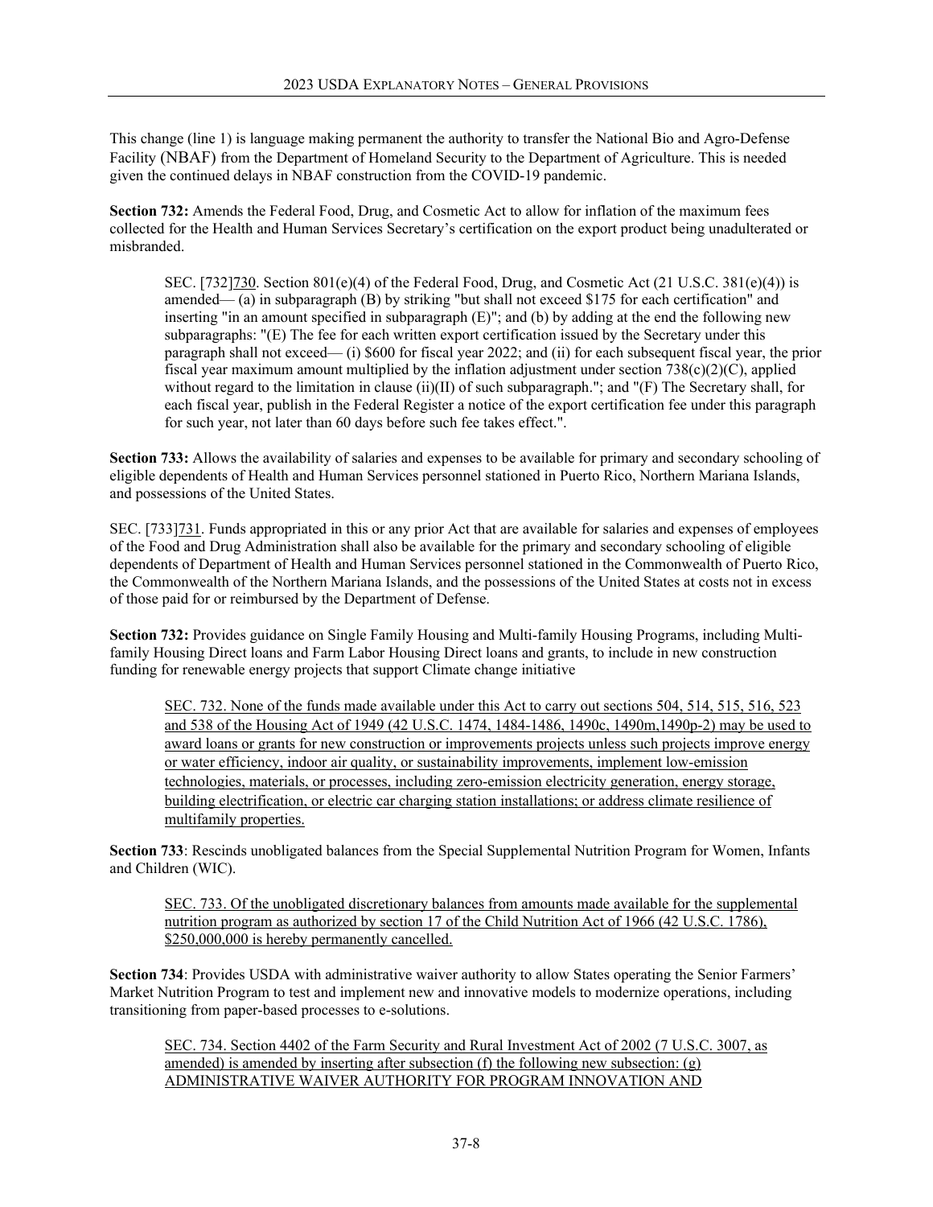This change (line 1) is language making permanent the authority to transfer the National Bio and Agro-Defense Facility (NBAF) from the Department of Homeland Security to the Department of Agriculture. This is needed given the continued delays in NBAF construction from the COVID-19 pandemic.

**Section 732:** Amends the Federal Food, Drug, and Cosmetic Act to allow for inflation of the maximum fees collected for the Health and Human Services Secretary's certification on the export product being unadulterated or misbranded.

> SEC. [732]730. Section 801(e)(4) of the Federal Food, Drug, and Cosmetic Act (21 U.S.C. 381(e)(4)) is amended— (a) in subparagraph (B) by striking "but shall not exceed $175 for each certification" and inserting "in an amount specified in subparagraph (E)"; and (b) by adding at the end the following new subparagraphs: "(E) The fee for each written export certification issued by the Secretary under this paragraph shall not exceed— (i) $600 for fiscal year 2022; and (ii) for each subsequent fiscal year, the prior fiscal year maximum amount multiplied by the inflation adjustment under section 738(c)(2)(C), applied without regard to the limitation in clause (ii)(II) of such subparagraph."; and "(F) The Secretary shall, for each fiscal year, publish in the Federal Register a notice of the export certification fee under this paragraph for such year, not later than 60 days before such fee takes effect.".

**Section 733:** Allows the availability of salaries and expenses to be available for primary and secondary schooling of eligible dependents of Health and Human Services personnel stationed in Puerto Rico, Northern Mariana Islands, and possessions of the United States.

SEC. [733]731. Funds appropriated in this or any prior Act that are available for salaries and expenses of employees of the Food and Drug Administration shall also be available for the primary and secondary schooling of eligible dependents of Department of Health and Human Services personnel stationed in the Commonwealth of Puerto Rico, the Commonwealth of the Northern Mariana Islands, and the possessions of the United States at costs not in excess of those paid for or reimbursed by the Department of Defense.

**Section 732:** Provides guidance on Single Family Housing and Multi-family Housing Programs, including Multi-family Housing Direct loans and Farm Labor Housing Direct loans and grants, to include in new construction funding for renewable energy projects that support Climate change initiative

> SEC. 732. None of the funds made available under this Act to carry out sections 504, 514, 515, 516, 523 and 538 of the Housing Act of 1949 (42 U.S.C. 1474, 1484-1486, 1490c, 1490m,1490p-2) may be used to award loans or grants for new construction or improvements projects unless such projects improve energy or water efficiency, indoor air quality, or sustainability improvements, implement low-emission technologies, materials, or processes, including zero-emission electricity generation, energy storage, building electrification, or electric car charging station installations; or address climate resilience of multifamily properties.

**Section 733**: Rescinds unobligated balances from the Special Supplemental Nutrition Program for Women, Infants and Children (WIC).

> SEC. 733. Of the unobligated discretionary balances from amounts made available for the supplemental nutrition program as authorized by section 17 of the Child Nutrition Act of 1966 (42 U.S.C. 1786), $250,000,000 is hereby permanently cancelled.

**Section 734**: Provides USDA with administrative waiver authority to allow States operating the Senior Farmers' Market Nutrition Program to test and implement new and innovative models to modernize operations, including transitioning from paper-based processes to e-solutions.

> SEC. 734. Section 4402 of the Farm Security and Rural Investment Act of 2002 (7 U.S.C. 3007, as amended) is amended by inserting after subsection (f) the following new subsection: (g) ADMINISTRATIVE WAIVER AUTHORITY FOR PROGRAM INNOVATION AND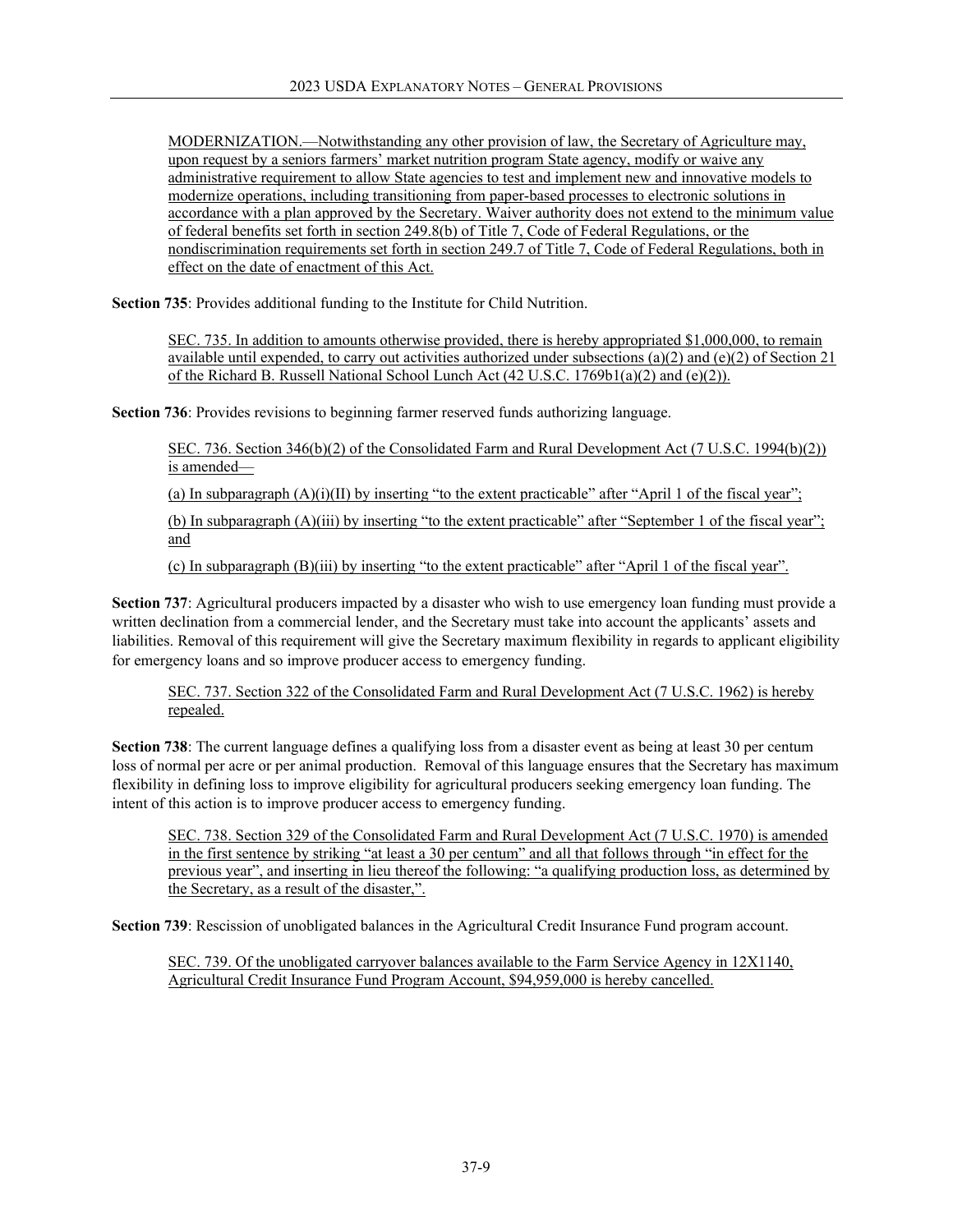MODERNIZATION.—Notwithstanding any other provision of law, the Secretary of Agriculture may, upon request by a seniors farmers' market nutrition program State agency, modify or waive any administrative requirement to allow State agencies to test and implement new and innovative models to modernize operations, including transitioning from paper-based processes to electronic solutions in accordance with a plan approved by the Secretary. Waiver authority does not extend to the minimum value of federal benefits set forth in section 249.8(b) of Title 7, Code of Federal Regulations, or the nondiscrimination requirements set forth in section 249.7 of Title 7, Code of Federal Regulations, both in effect on the date of enactment of this Act.

**Section 735**: Provides additional funding to the Institute for Child Nutrition.

SEC. 735. In addition to amounts otherwise provided, there is hereby appropriated $1,000,000, to remain available until expended, to carry out activities authorized under subsections (a)(2) and (e)(2) of Section 21 of the Richard B. Russell National School Lunch Act (42 U.S.C. 1769b1(a)(2) and (e)(2)).

**Section 736**: Provides revisions to beginning farmer reserved funds authorizing language.

SEC. 736. Section 346(b)(2) of the Consolidated Farm and Rural Development Act (7 U.S.C. 1994(b)(2)) is amended—

(a) In subparagraph (A)(i)(II) by inserting "to the extent practicable" after "April 1 of the fiscal year";

(b) In subparagraph (A)(iii) by inserting "to the extent practicable" after "September 1 of the fiscal year"; and

(c) In subparagraph (B)(iii) by inserting "to the extent practicable" after "April 1 of the fiscal year".

**Section 737**: Agricultural producers impacted by a disaster who wish to use emergency loan funding must provide a written declination from a commercial lender, and the Secretary must take into account the applicants' assets and liabilities. Removal of this requirement will give the Secretary maximum flexibility in regards to applicant eligibility for emergency loans and so improve producer access to emergency funding.

SEC. 737. Section 322 of the Consolidated Farm and Rural Development Act (7 U.S.C. 1962) is hereby repealed.

**Section 738**: The current language defines a qualifying loss from a disaster event as being at least 30 per centum loss of normal per acre or per animal production. Removal of this language ensures that the Secretary has maximum flexibility in defining loss to improve eligibility for agricultural producers seeking emergency loan funding. The intent of this action is to improve producer access to emergency funding.

SEC. 738. Section 329 of the Consolidated Farm and Rural Development Act (7 U.S.C. 1970) is amended in the first sentence by striking "at least a 30 per centum" and all that follows through "in effect for the previous year", and inserting in lieu thereof the following: "a qualifying production loss, as determined by the Secretary, as a result of the disaster,".

**Section 739**: Rescission of unobligated balances in the Agricultural Credit Insurance Fund program account.

SEC. 739. Of the unobligated carryover balances available to the Farm Service Agency in 12X1140, Agricultural Credit Insurance Fund Program Account, $94,959,000 is hereby cancelled.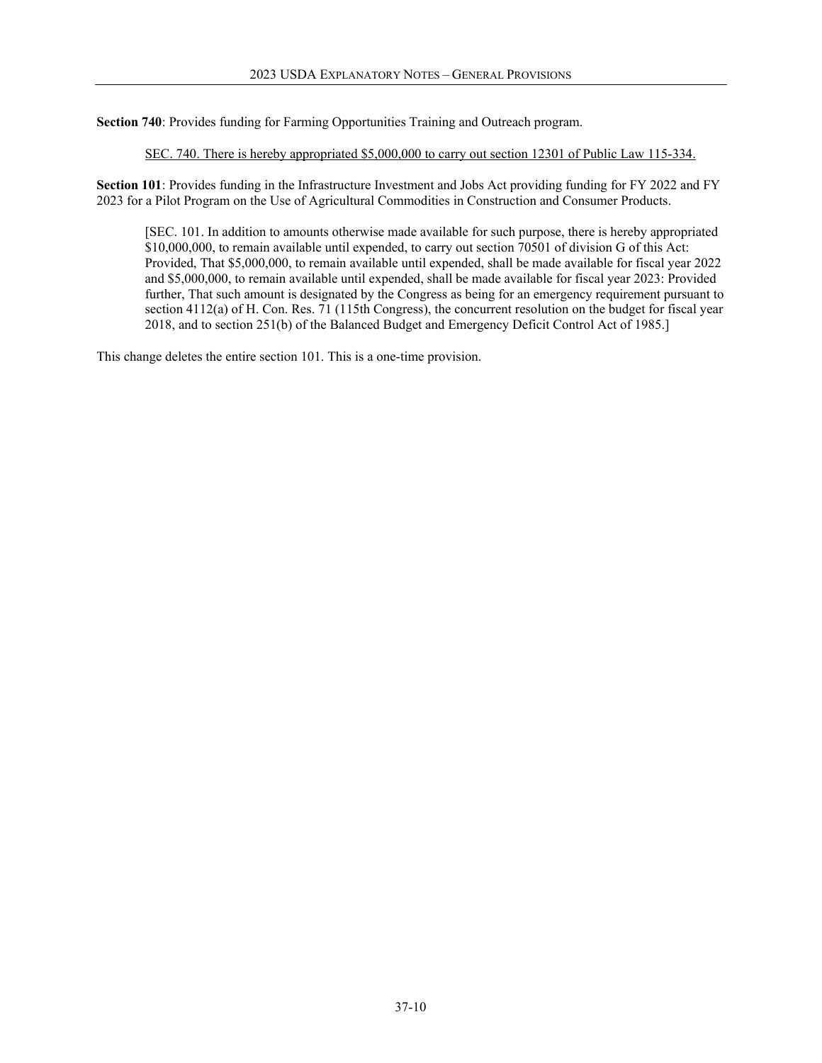**Section 740**: Provides funding for Farming Opportunities Training and Outreach program.

> <u>SEC. 740. There is hereby appropriated $5,000,000 to carry out section 12301 of Public Law 115-334.</u>

**Section 101**: Provides funding in the Infrastructure Investment and Jobs Act providing funding for FY 2022 and FY 2023 for a Pilot Program on the Use of Agricultural Commodities in Construction and Consumer Products.

> [SEC. 101. In addition to amounts otherwise made available for such purpose, there is hereby appropriated $10,000,000, to remain available until expended, to carry out section 70501 of division G of this Act: Provided, That $5,000,000, to remain available until expended, shall be made available for fiscal year 2022 and $5,000,000, to remain available until expended, shall be made available for fiscal year 2023: Provided further, That such amount is designated by the Congress as being for an emergency requirement pursuant to section 4112(a) of H. Con. Res. 71 (115th Congress), the concurrent resolution on the budget for fiscal year 2018, and to section 251(b) of the Balanced Budget and Emergency Deficit Control Act of 1985.]

This change deletes the entire section 101. This is a one-time provision.